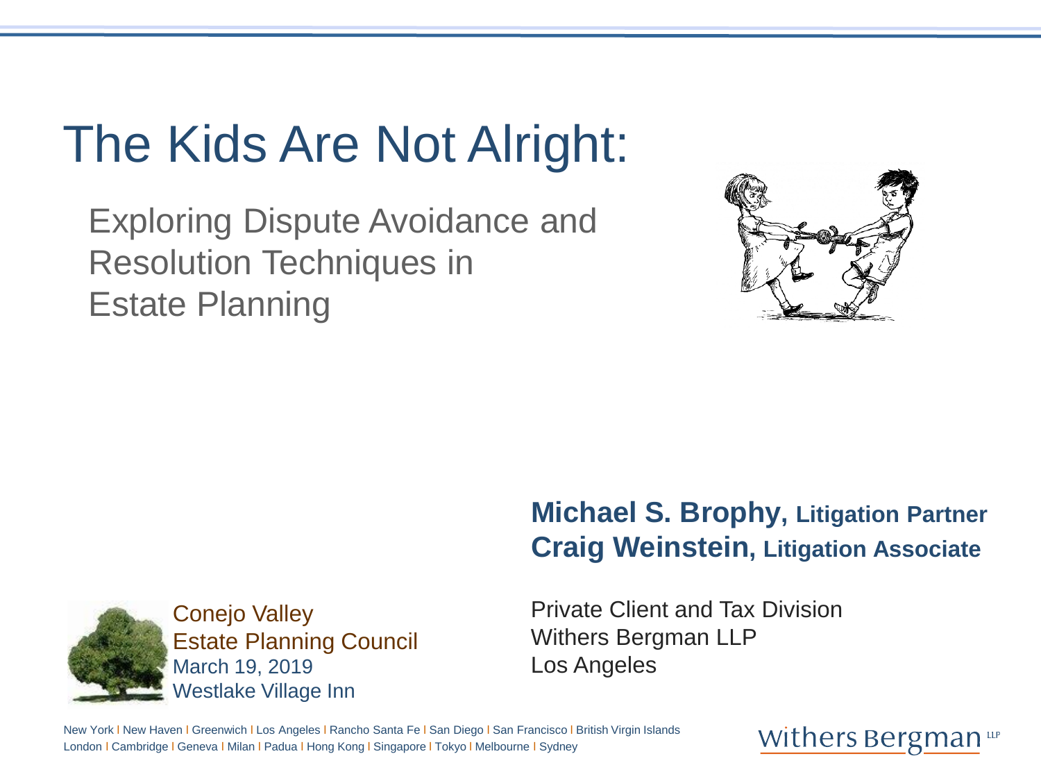# The Kids Are Not Alright:

## Exploring Dispute Avoidance and Resolution Techniques in Estate Planning

**Michael S. Brophy, Litigation Partner**
**Craig Weinstein, Litigation Associate**

Private Client and Tax Division
Withers Bergman LLP
Los Angeles

Conejo Valley
Estate Planning Council
March 19, 2019
Westlake Village Inn

New York | New Haven | Greenwich | Los Angeles | Rancho Santa Fe | San Diego | San Francisco | British Virgin Islands
London | Cambridge | Geneva | Milan | Padua | Hong Kong | Singapore | Tokyo | Melbourne | Sydney

Withers Bergman LLP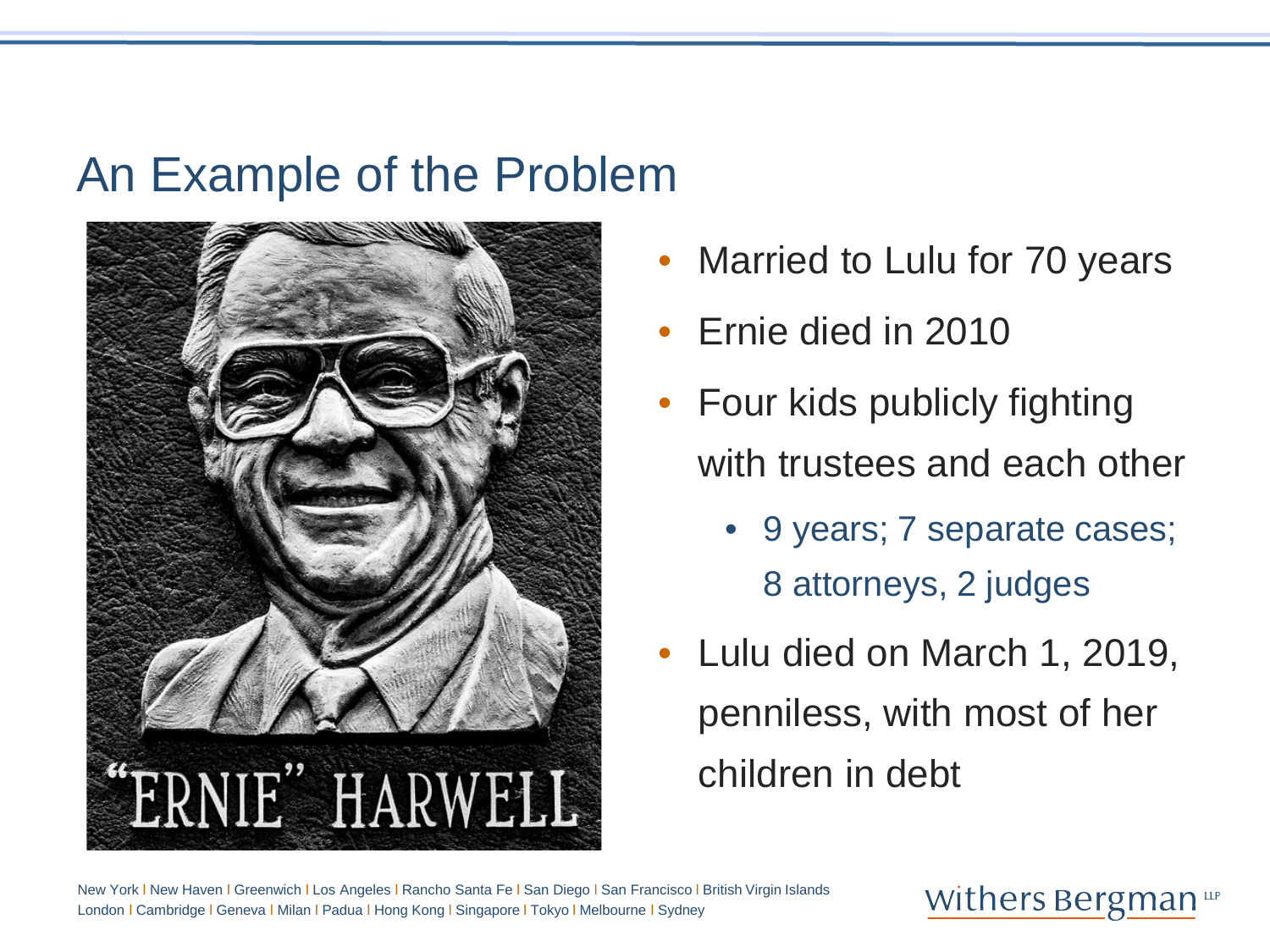# An Example of the Problem

- Married to Lulu for 70 years
- Ernie died in 2010
- Four kids publicly fighting with trustees and each other
  - 9 years; 7 separate cases; 8 attorneys, 2 judges
- Lulu died on March 1, 2019, penniless, with most of her children in debt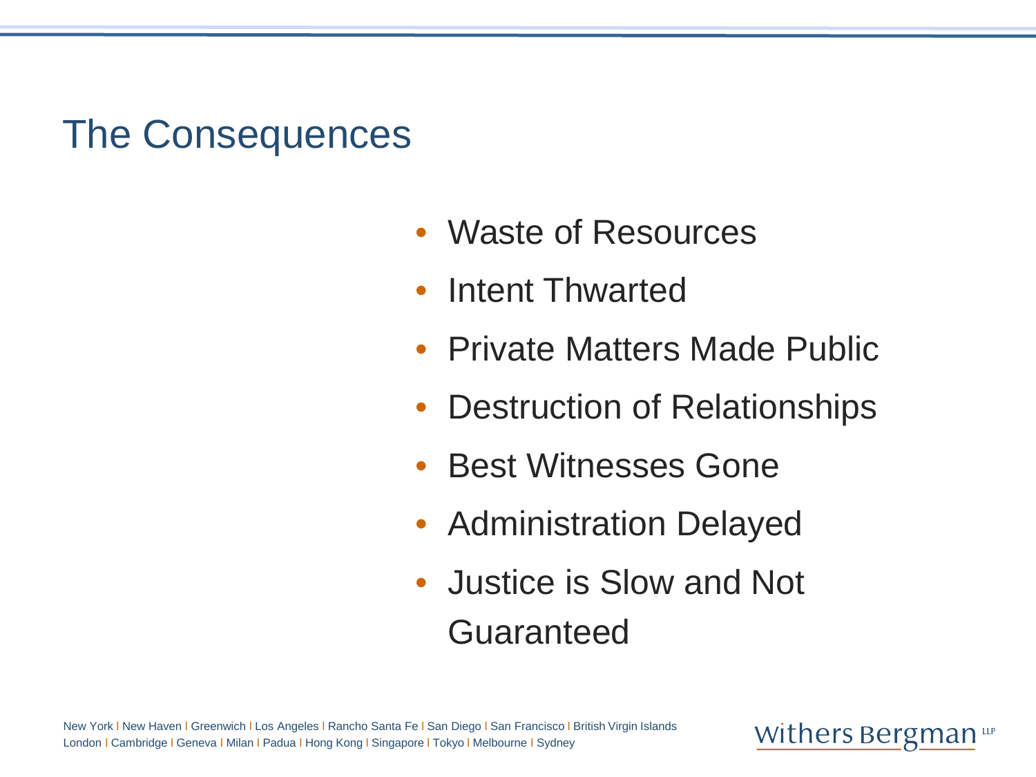# The Consequences

- Waste of Resources
- Intent Thwarted
- Private Matters Made Public
- Destruction of Relationships
- Best Witnesses Gone
- Administration Delayed
- Justice is Slow and Not Guaranteed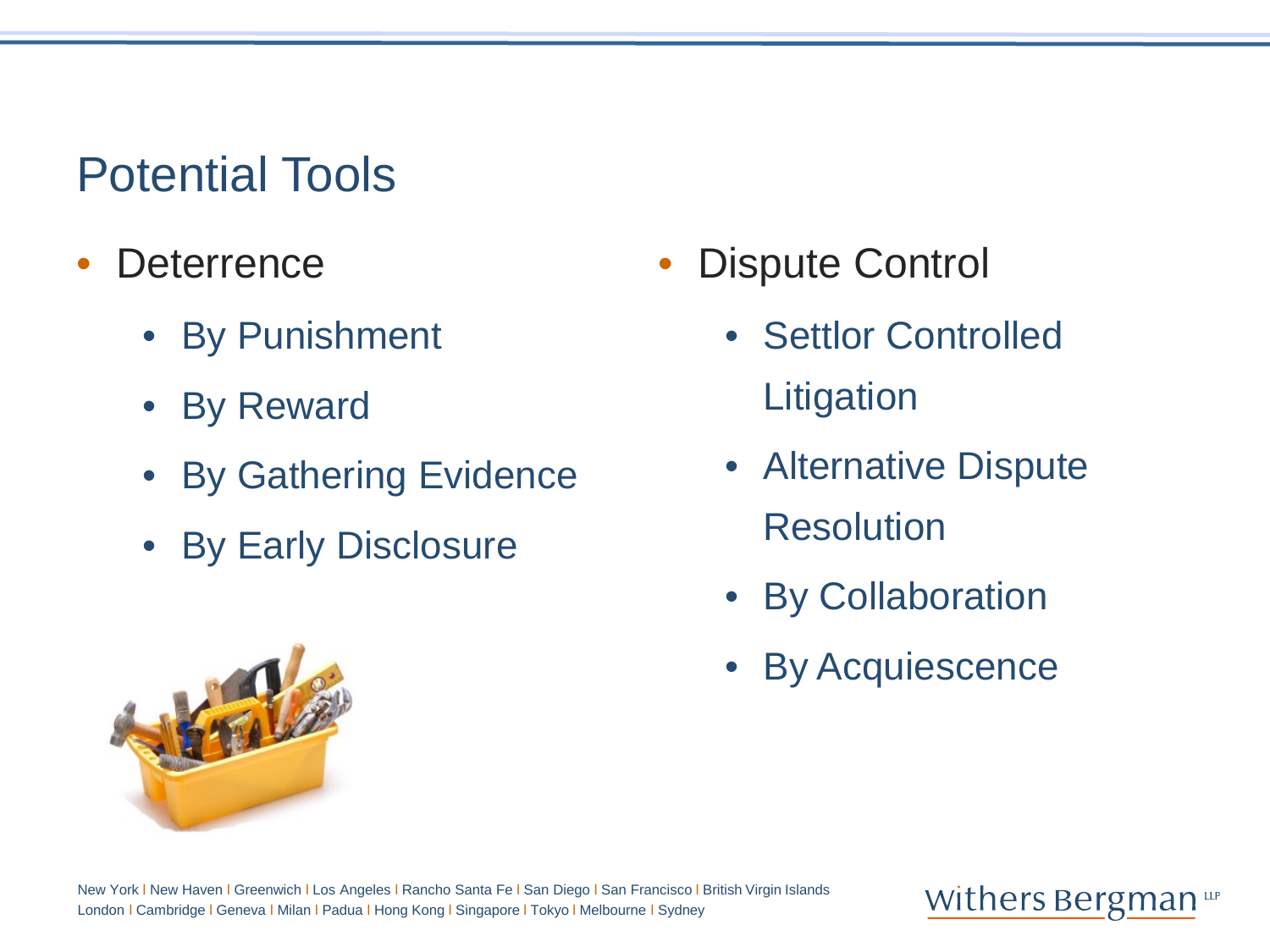# Potential Tools

- Deterrence
  - By Punishment
  - By Reward
  - By Gathering Evidence
  - By Early Disclosure

- Dispute Control
  - Settlor Controlled Litigation
  - Alternative Dispute Resolution
  - By Collaboration
  - By Acquiescence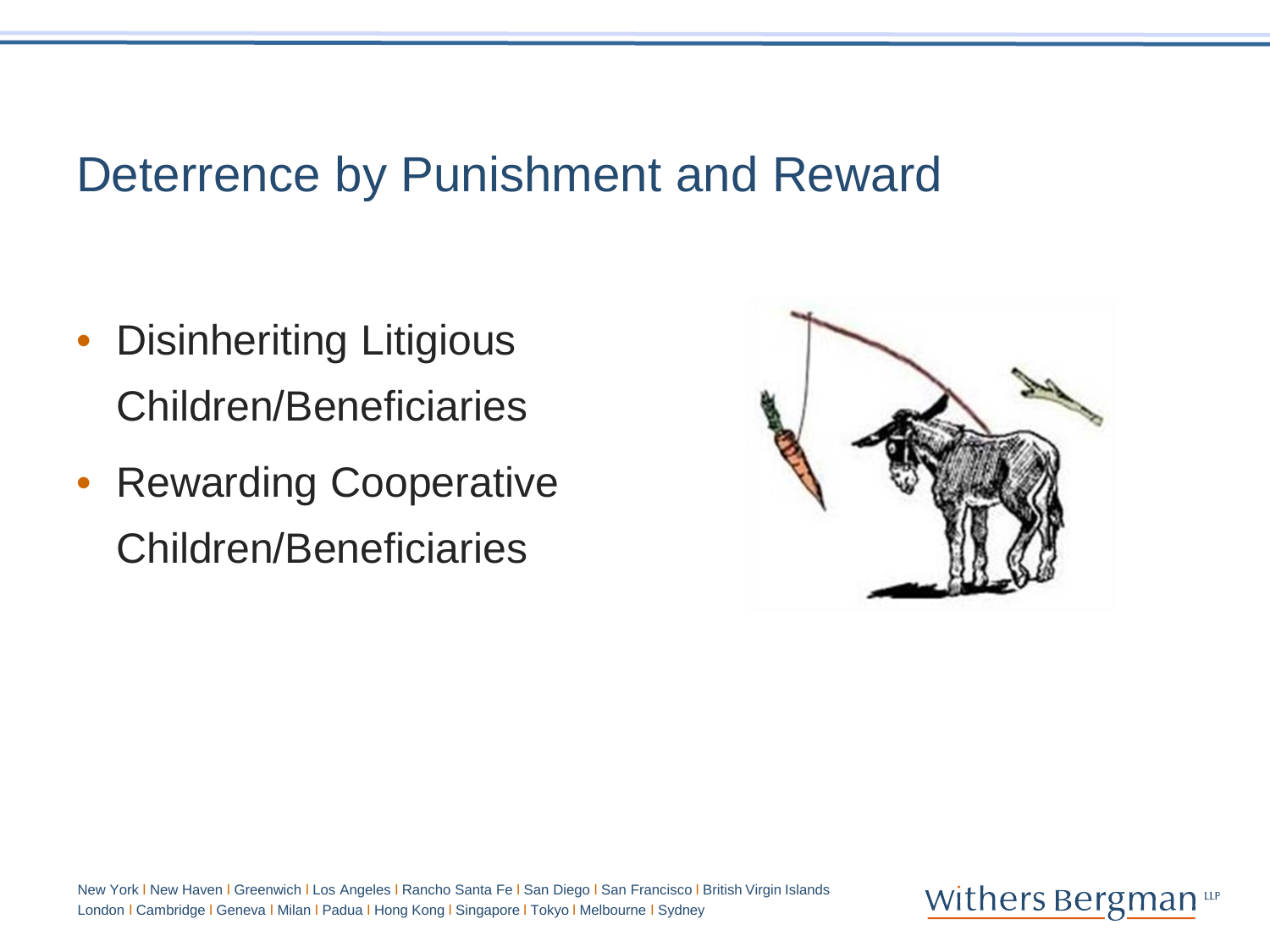# Deterrence by Punishment and Reward

- Disinheriting Litigious Children/Beneficiaries
- Rewarding Cooperative Children/Beneficiaries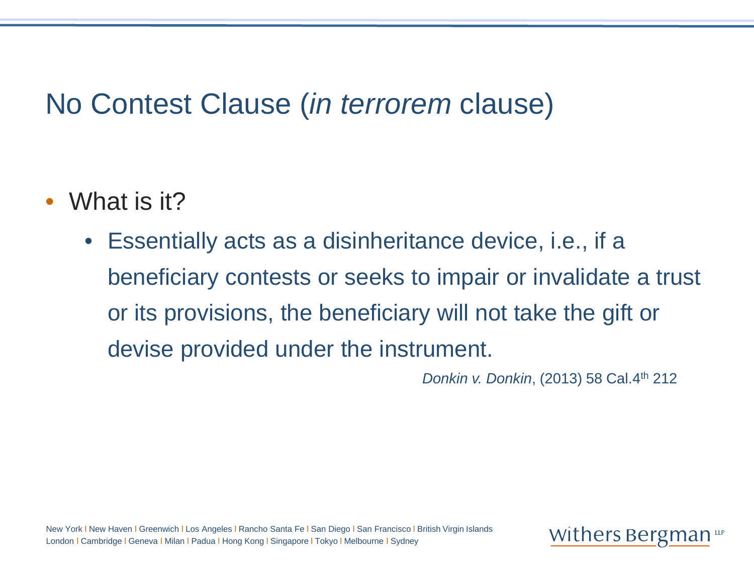# No Contest Clause (*in terrorem* clause)

- What is it?
  - Essentially acts as a disinheritance device, i.e., if a beneficiary contests or seeks to impair or invalidate a trust or its provisions, the beneficiary will not take the gift or devise provided under the instrument.

*Donkin v. Donkin*, (2013) 58 Cal.4th 212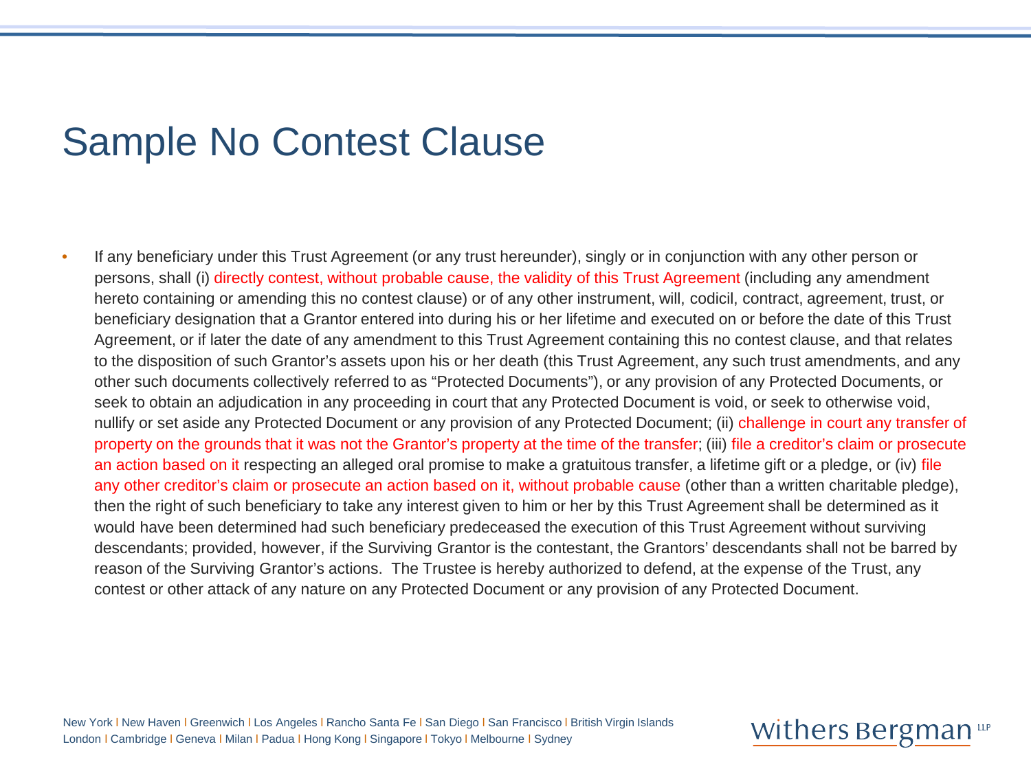# Sample No Contest Clause

- If any beneficiary under this Trust Agreement (or any trust hereunder), singly or in conjunction with any other person or persons, shall (i) directly contest, without probable cause, the validity of this Trust Agreement (including any amendment hereto containing or amending this no contest clause) or of any other instrument, will, codicil, contract, agreement, trust, or beneficiary designation that a Grantor entered into during his or her lifetime and executed on or before the date of this Trust Agreement, or if later the date of any amendment to this Trust Agreement containing this no contest clause, and that relates to the disposition of such Grantor's assets upon his or her death (this Trust Agreement, any such trust amendments, and any other such documents collectively referred to as "Protected Documents"), or any provision of any Protected Documents, or seek to obtain an adjudication in any proceeding in court that any Protected Document is void, or seek to otherwise void, nullify or set aside any Protected Document or any provision of any Protected Document; (ii) challenge in court any transfer of property on the grounds that it was not the Grantor's property at the time of the transfer; (iii) file a creditor's claim or prosecute an action based on it respecting an alleged oral promise to make a gratuitous transfer, a lifetime gift or a pledge, or (iv) file any other creditor's claim or prosecute an action based on it, without probable cause (other than a written charitable pledge), then the right of such beneficiary to take any interest given to him or her by this Trust Agreement shall be determined as it would have been determined had such beneficiary predeceased the execution of this Trust Agreement without surviving descendants; provided, however, if the Surviving Grantor is the contestant, the Grantors' descendants shall not be barred by reason of the Surviving Grantor's actions. The Trustee is hereby authorized to defend, at the expense of the Trust, any contest or other attack of any nature on any Protected Document or any provision of any Protected Document.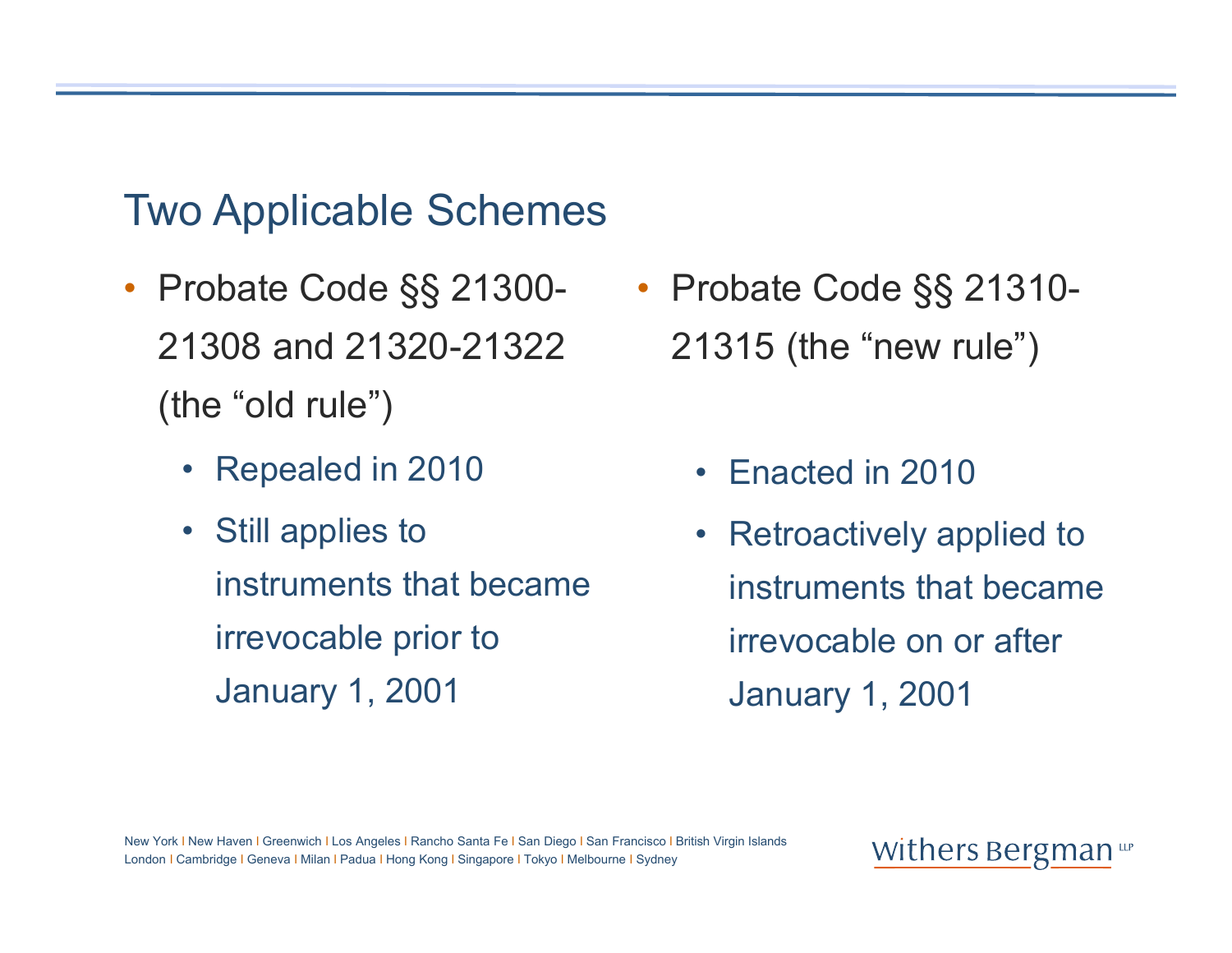## Two Applicable Schemes

- Probate Code §§ 21300-21308 and 21320-21322 (the "old rule")
  - Repealed in 2010
  - Still applies to instruments that became irrevocable prior to January 1, 2001
- Probate Code §§ 21310-21315 (the "new rule")
  - Enacted in 2010
  - Retroactively applied to instruments that became irrevocable on or after January 1, 2001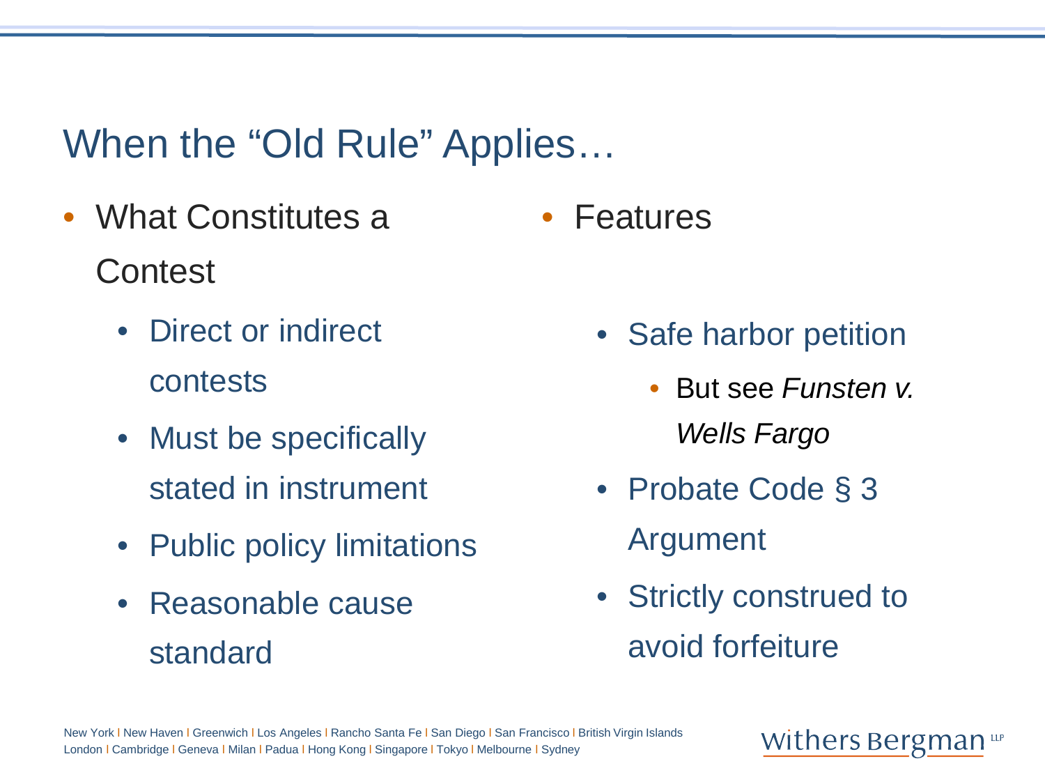# When the "Old Rule" Applies…

- What Constitutes a Contest
  - Direct or indirect contests
  - Must be specifically stated in instrument
  - Public policy limitations
  - Reasonable cause standard

- Features
  - Safe harbor petition
    - But see *Funsten v. Wells Fargo*
  - Probate Code § 3 Argument
  - Strictly construed to avoid forfeiture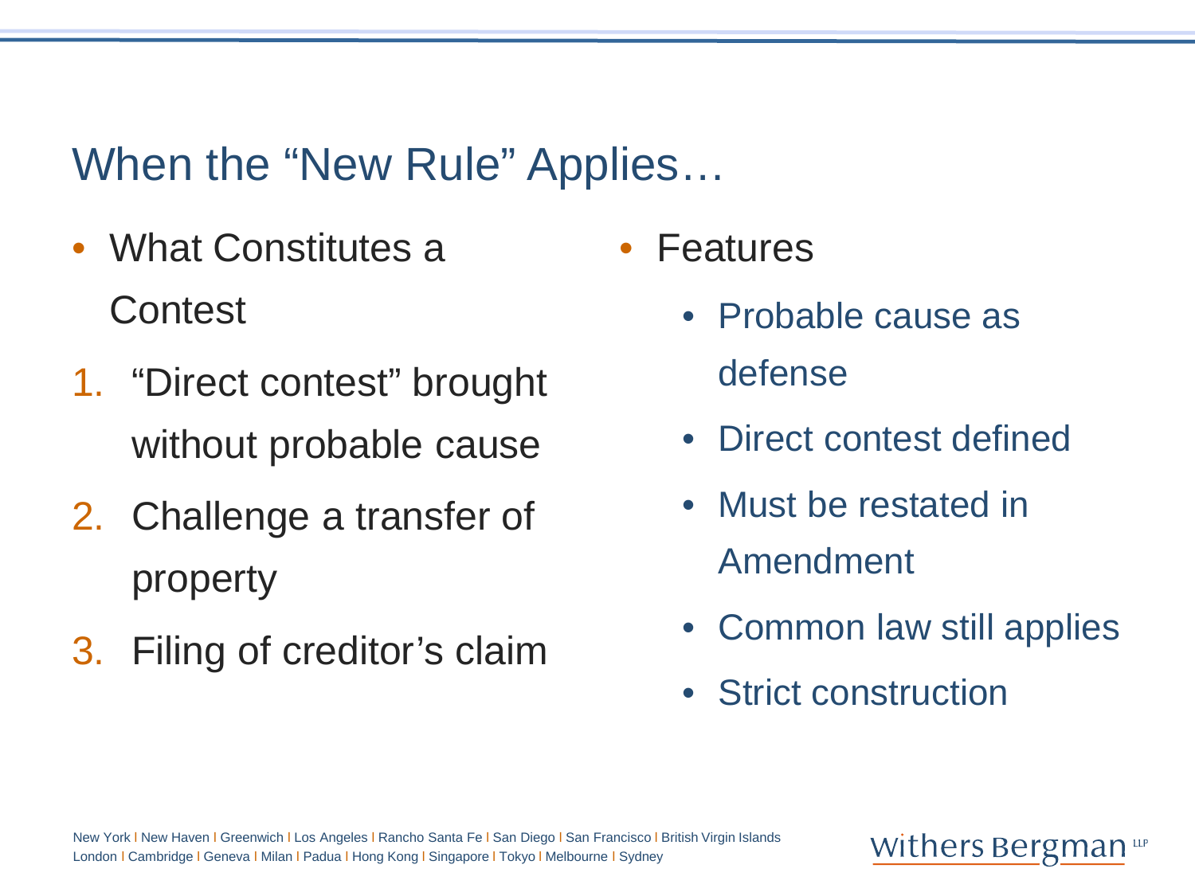# When the "New Rule" Applies…

- What Constitutes a Contest

1. "Direct contest" brought without probable cause
2. Challenge a transfer of property
3. Filing of creditor's claim

- Features
  - Probable cause as defense
  - Direct contest defined
  - Must be restated in Amendment
  - Common law still applies
  - Strict construction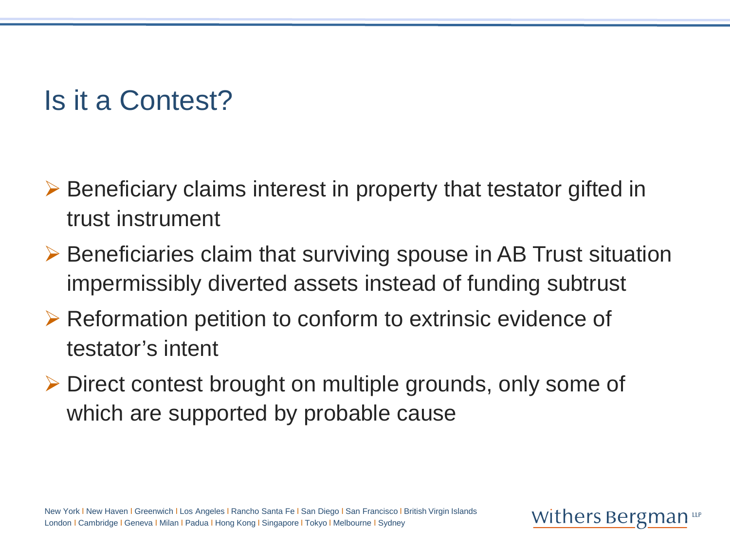# Is it a Contest?

- Beneficiary claims interest in property that testator gifted in trust instrument
- Beneficiaries claim that surviving spouse in AB Trust situation impermissibly diverted assets instead of funding subtrust
- Reformation petition to conform to extrinsic evidence of testator's intent
- Direct contest brought on multiple grounds, only some of which are supported by probable cause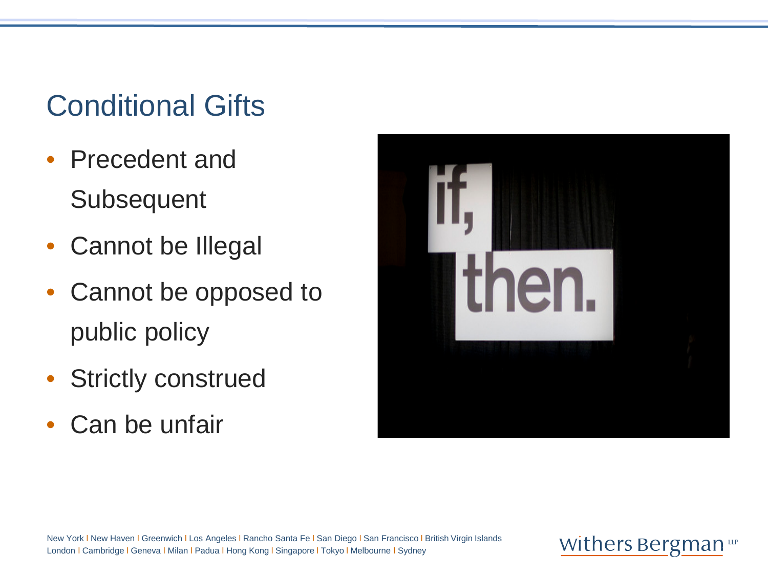## Conditional Gifts

- Precedent and Subsequent
- Cannot be Illegal
- Cannot be opposed to public policy
- Strictly construed
- Can be unfair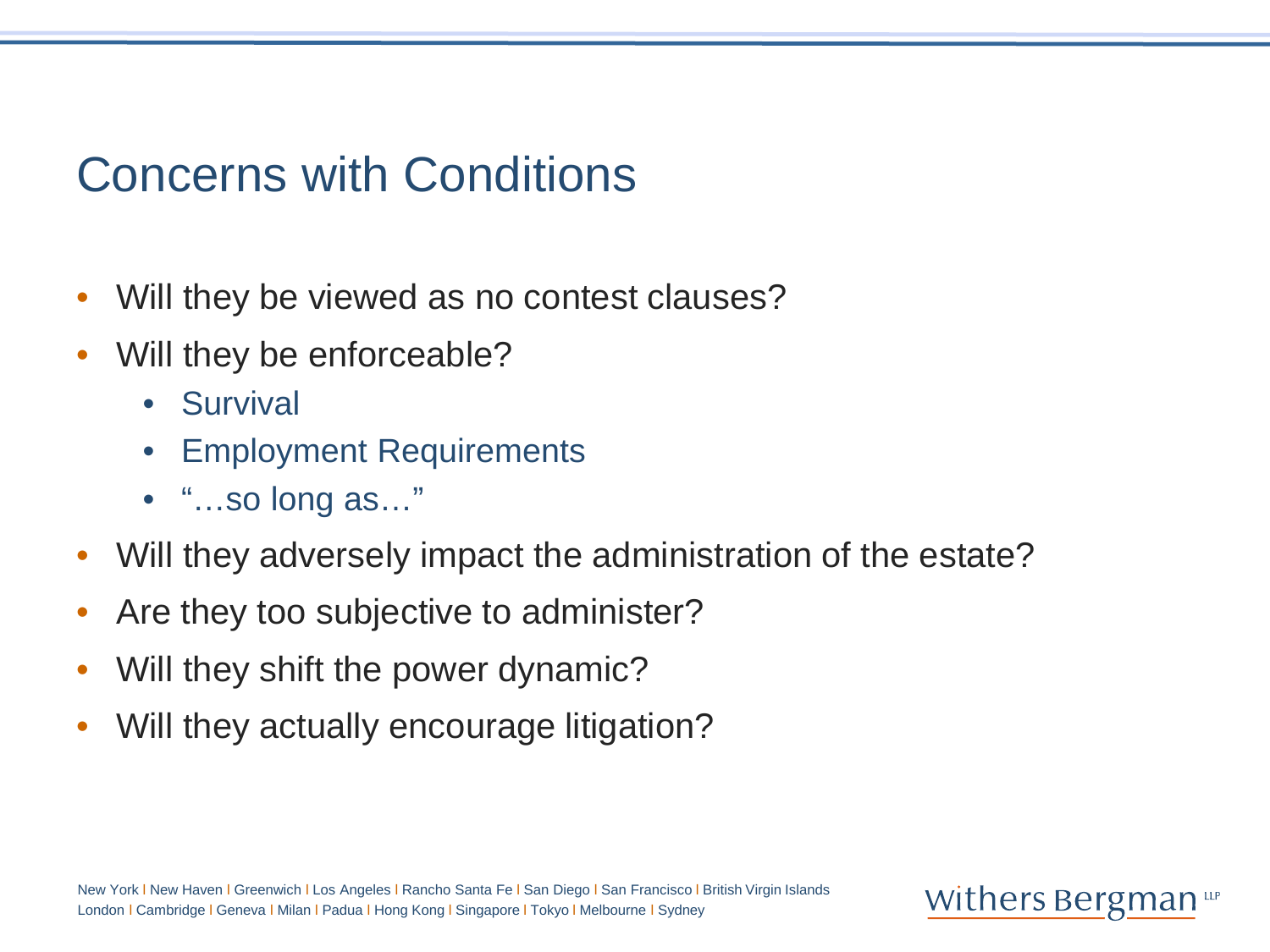# Concerns with Conditions

- Will they be viewed as no contest clauses?
- Will they be enforceable?
  - Survival
  - Employment Requirements
  - "…so long as…"
- Will they adversely impact the administration of the estate?
- Are they too subjective to administer?
- Will they shift the power dynamic?
- Will they actually encourage litigation?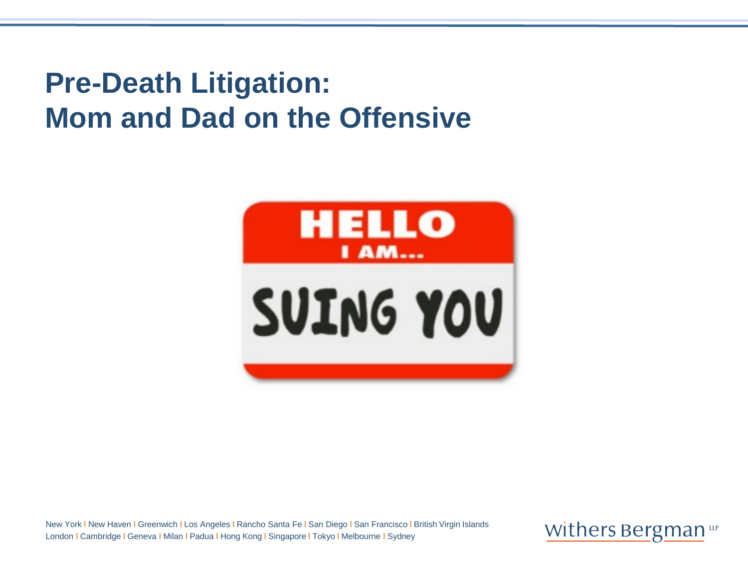# Pre-Death Litigation: Mom and Dad on the Offensive

HELLO I AM... SUING YOU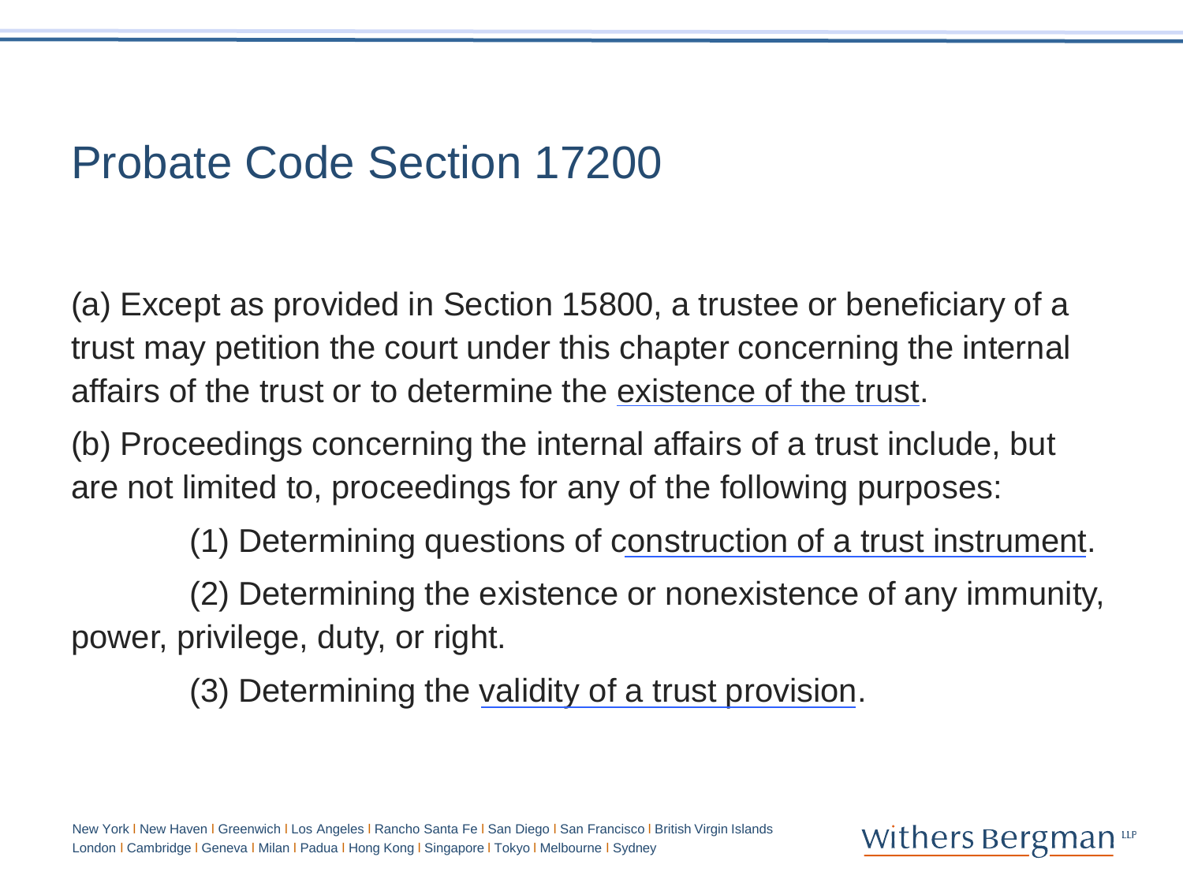# Probate Code Section 17200

(a) Except as provided in Section 15800, a trustee or beneficiary of a trust may petition the court under this chapter concerning the internal affairs of the trust or to determine the existence of the trust.

(b) Proceedings concerning the internal affairs of a trust include, but are not limited to, proceedings for any of the following purposes:

(1) Determining questions of construction of a trust instrument.

(2) Determining the existence or nonexistence of any immunity, power, privilege, duty, or right.

(3) Determining the validity of a trust provision.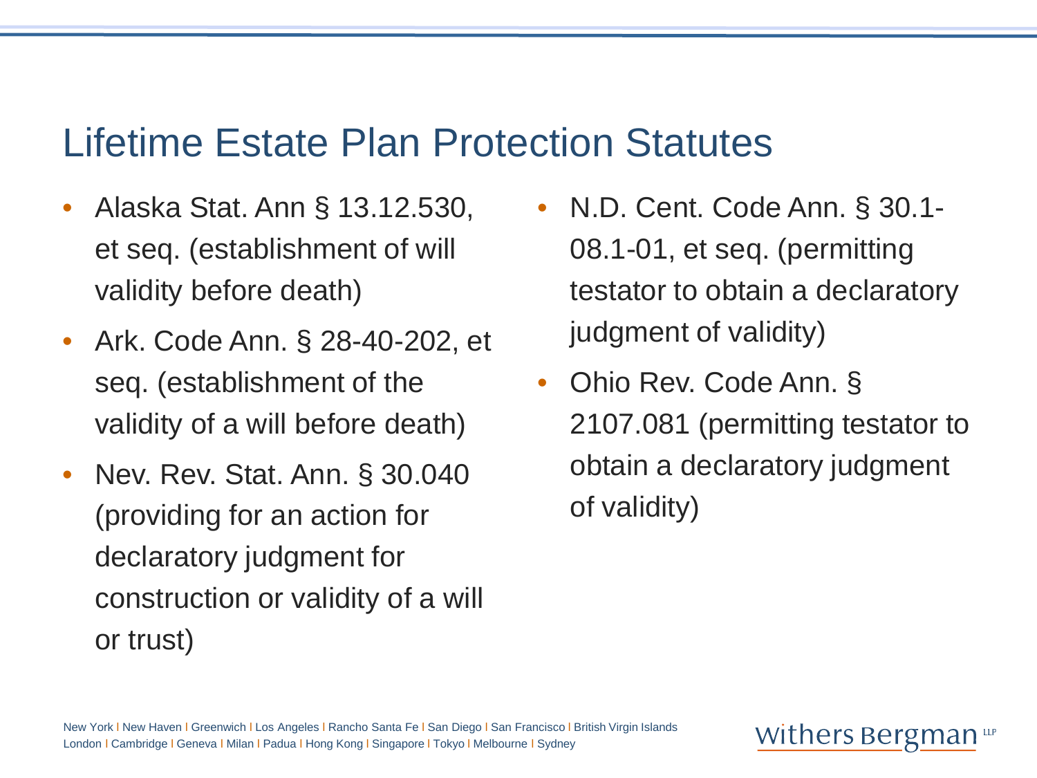# Lifetime Estate Plan Protection Statutes

- Alaska Stat. Ann § 13.12.530, et seq. (establishment of will validity before death)
- Ark. Code Ann. § 28-40-202, et seq. (establishment of the validity of a will before death)
- Nev. Rev. Stat. Ann. § 30.040 (providing for an action for declaratory judgment for construction or validity of a will or trust)
- N.D. Cent. Code Ann. § 30.1-08.1-01, et seq. (permitting testator to obtain a declaratory judgment of validity)
- Ohio Rev. Code Ann. § 2107.081 (permitting testator to obtain a declaratory judgment of validity)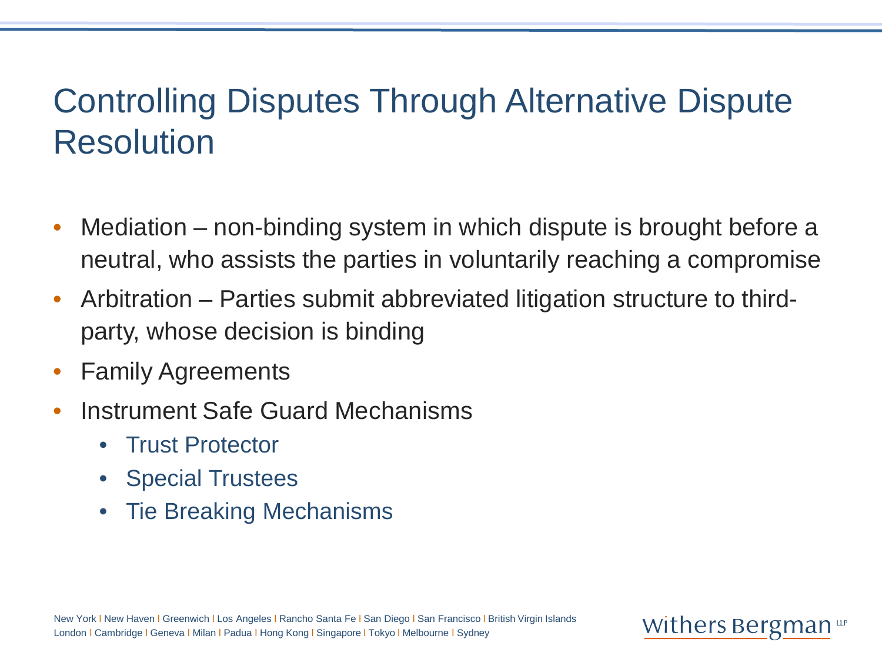# Controlling Disputes Through Alternative Dispute Resolution

- Mediation – non-binding system in which dispute is brought before a neutral, who assists the parties in voluntarily reaching a compromise
- Arbitration – Parties submit abbreviated litigation structure to third-party, whose decision is binding
- Family Agreements
- Instrument Safe Guard Mechanisms
  - Trust Protector
  - Special Trustees
  - Tie Breaking Mechanisms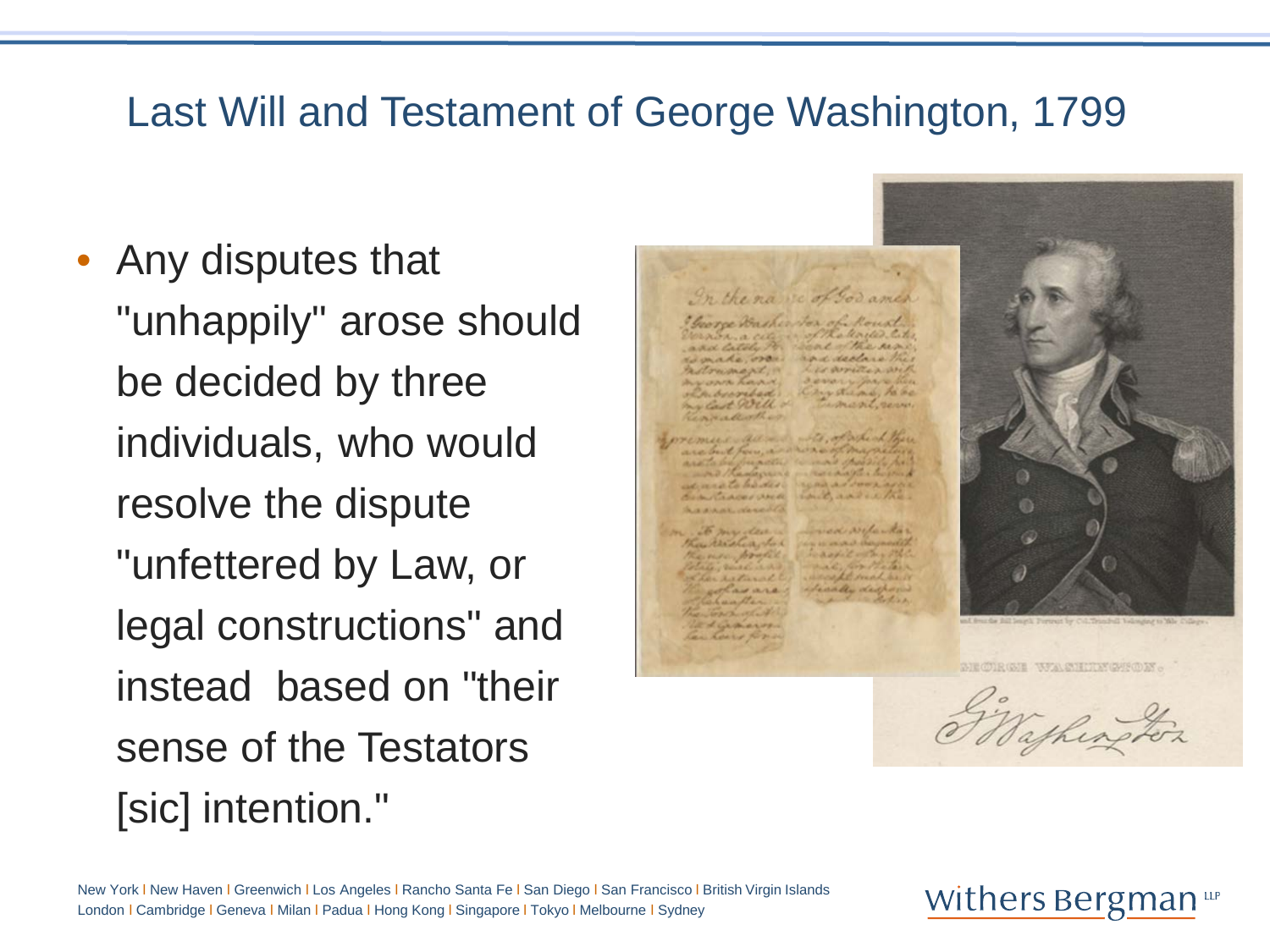# Last Will and Testament of George Washington, 1799

- Any disputes that "unhappily" arose should be decided by three individuals, who would resolve the dispute "unfettered by Law, or legal constructions" and instead based on "their sense of the Testators [sic] intention."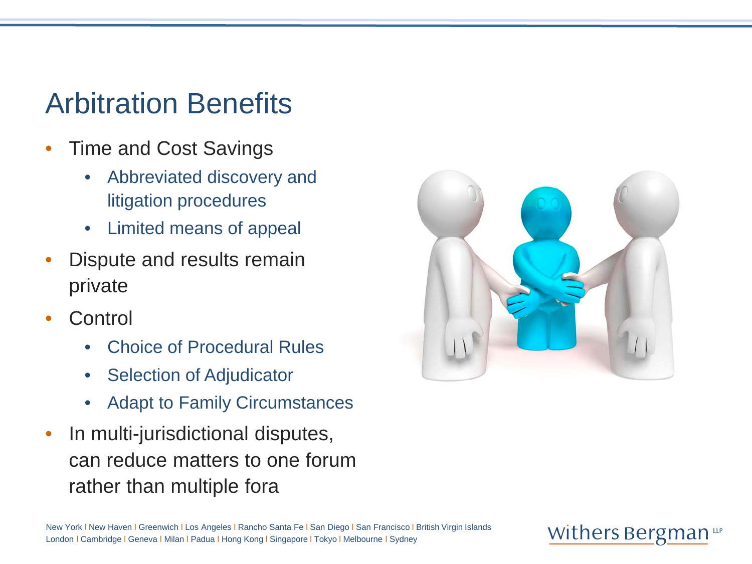# Arbitration Benefits

- Time and Cost Savings
  - Abbreviated discovery and litigation procedures
  - Limited means of appeal
- Dispute and results remain private
- Control
  - Choice of Procedural Rules
  - Selection of Adjudicator
  - Adapt to Family Circumstances
- In multi-jurisdictional disputes, can reduce matters to one forum rather than multiple fora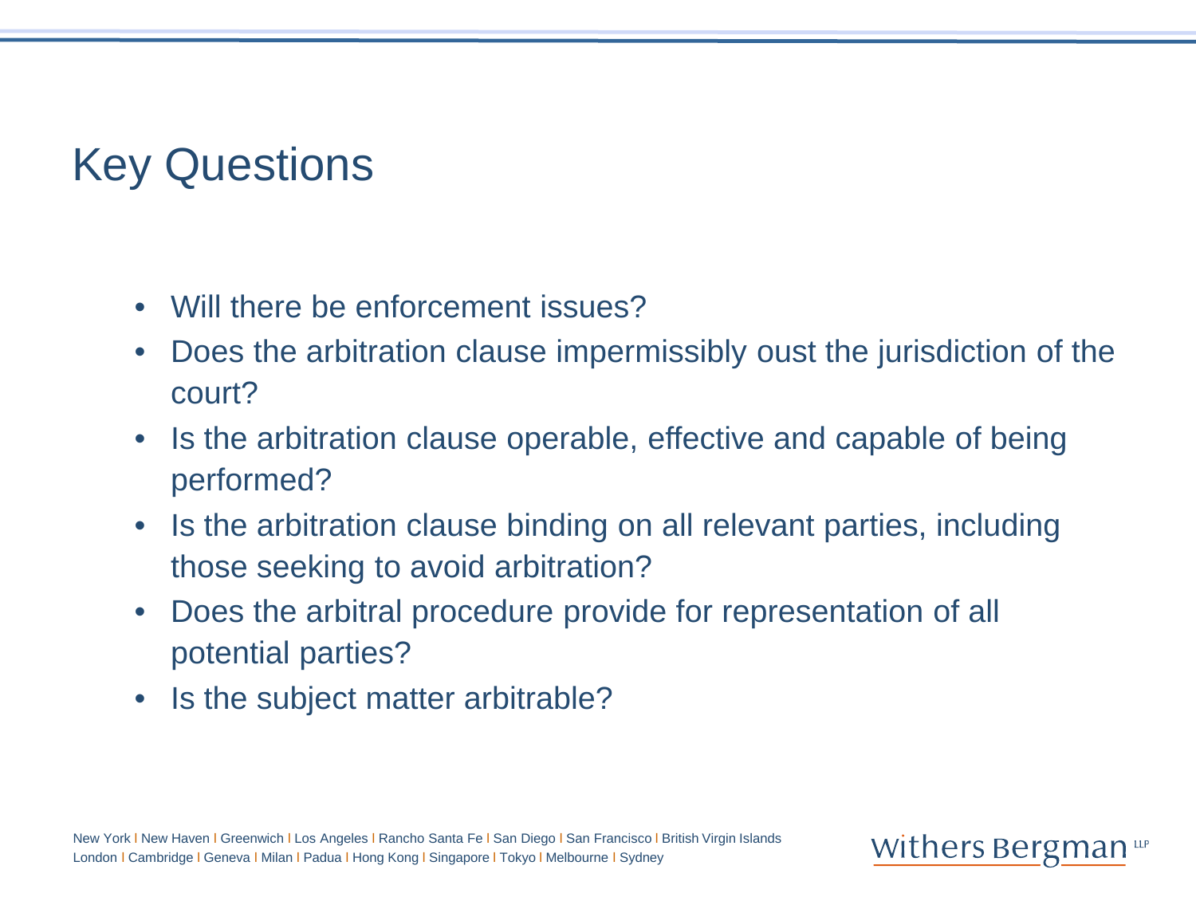# Key Questions

- Will there be enforcement issues?
- Does the arbitration clause impermissibly oust the jurisdiction of the court?
- Is the arbitration clause operable, effective and capable of being performed?
- Is the arbitration clause binding on all relevant parties, including those seeking to avoid arbitration?
- Does the arbitral procedure provide for representation of all potential parties?
- Is the subject matter arbitrable?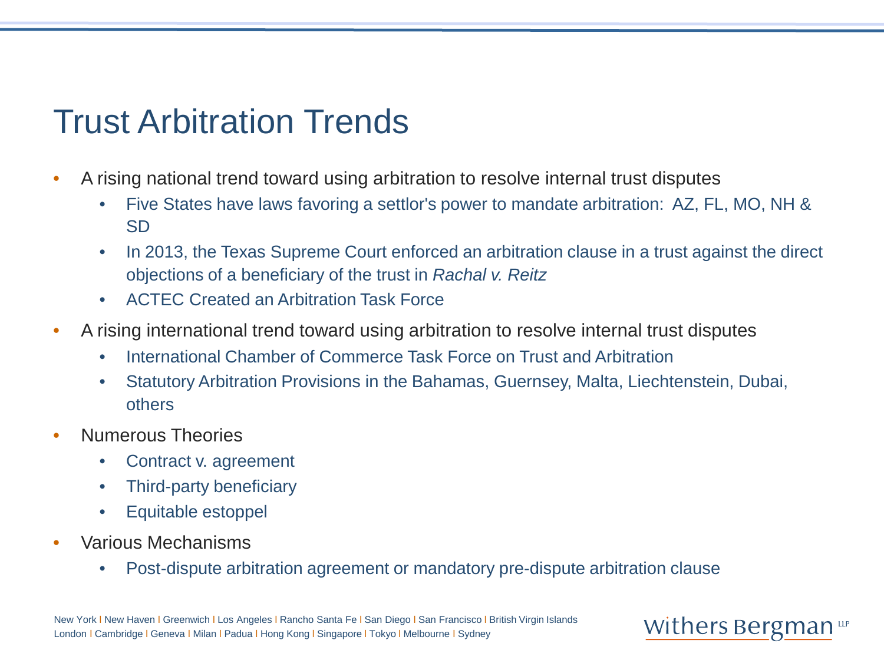# Trust Arbitration Trends

- A rising national trend toward using arbitration to resolve internal trust disputes
  - Five States have laws favoring a settlor's power to mandate arbitration: AZ, FL, MO, NH & SD
  - In 2013, the Texas Supreme Court enforced an arbitration clause in a trust against the direct objections of a beneficiary of the trust in *Rachal v. Reitz*
  - ACTEC Created an Arbitration Task Force
- A rising international trend toward using arbitration to resolve internal trust disputes
  - International Chamber of Commerce Task Force on Trust and Arbitration
  - Statutory Arbitration Provisions in the Bahamas, Guernsey, Malta, Liechtenstein, Dubai, others
- Numerous Theories
  - Contract v. agreement
  - Third-party beneficiary
  - Equitable estoppel
- Various Mechanisms
  - Post-dispute arbitration agreement or mandatory pre-dispute arbitration clause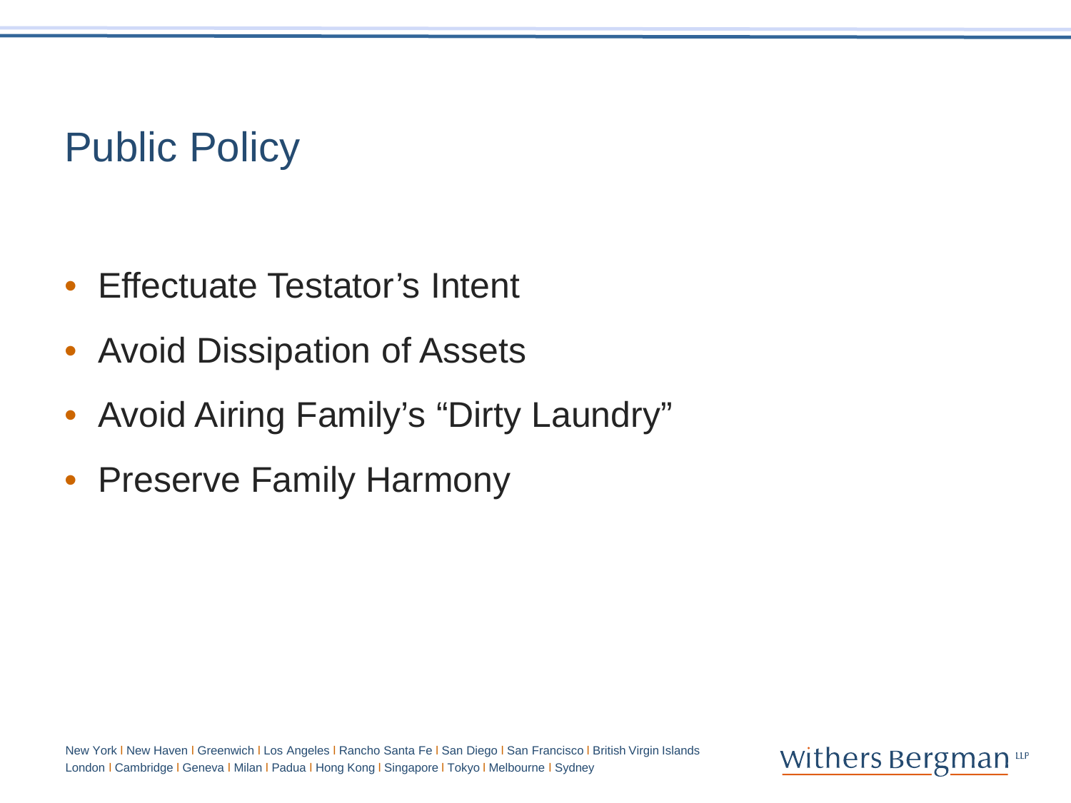# Public Policy

- Effectuate Testator’s Intent
- Avoid Dissipation of Assets
- Avoid Airing Family’s “Dirty Laundry”
- Preserve Family Harmony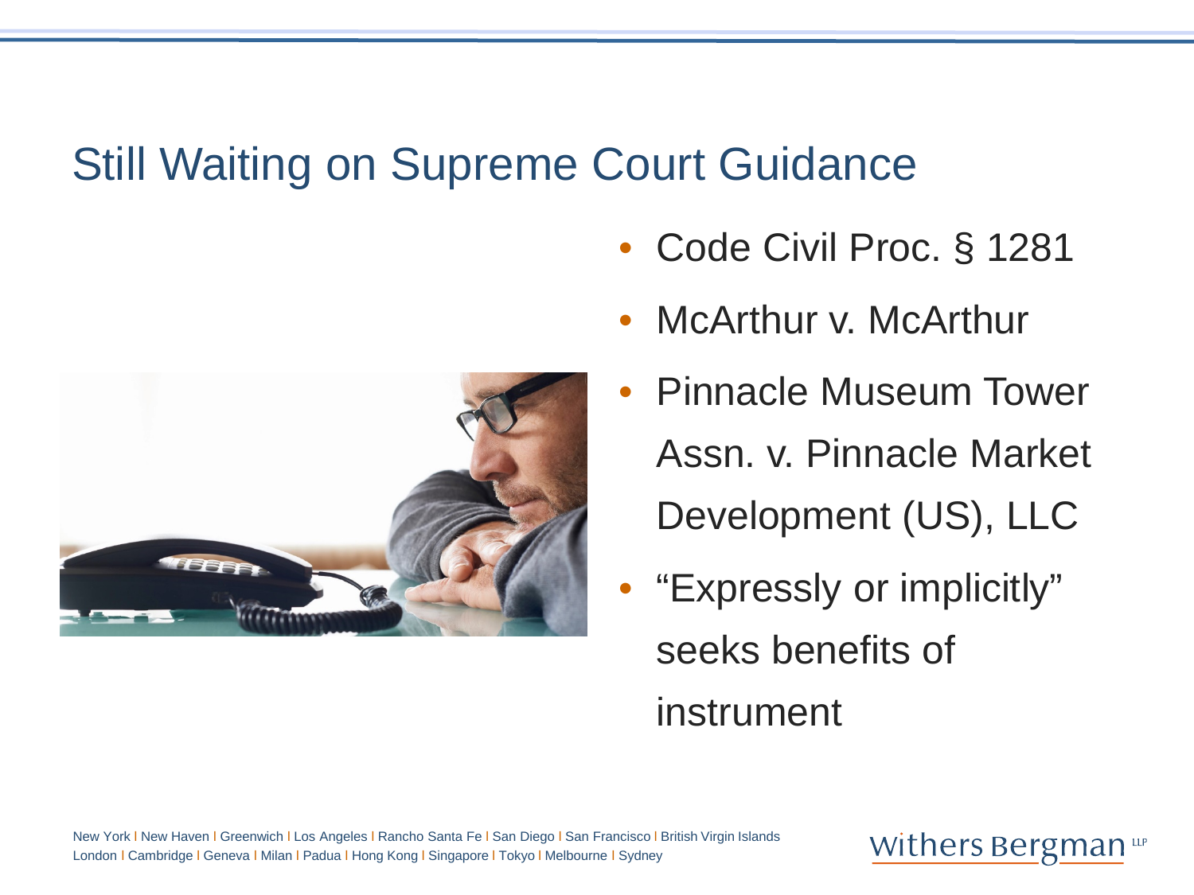# Still Waiting on Supreme Court Guidance

- Code Civil Proc. § 1281
- McArthur v. McArthur
- Pinnacle Museum Tower Assn. v. Pinnacle Market Development (US), LLC
- "Expressly or implicitly" seeks benefits of instrument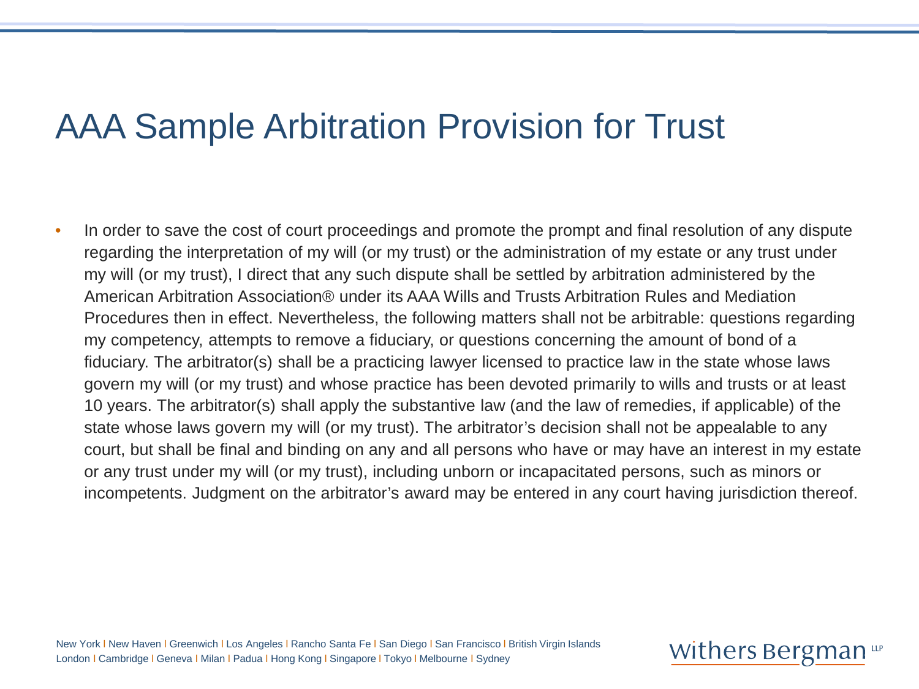# AAA Sample Arbitration Provision for Trust

- In order to save the cost of court proceedings and promote the prompt and final resolution of any dispute regarding the interpretation of my will (or my trust) or the administration of my estate or any trust under my will (or my trust), I direct that any such dispute shall be settled by arbitration administered by the American Arbitration Association® under its AAA Wills and Trusts Arbitration Rules and Mediation Procedures then in effect. Nevertheless, the following matters shall not be arbitrable: questions regarding my competency, attempts to remove a fiduciary, or questions concerning the amount of bond of a fiduciary. The arbitrator(s) shall be a practicing lawyer licensed to practice law in the state whose laws govern my will (or my trust) and whose practice has been devoted primarily to wills and trusts or at least 10 years. The arbitrator(s) shall apply the substantive law (and the law of remedies, if applicable) of the state whose laws govern my will (or my trust). The arbitrator's decision shall not be appealable to any court, but shall be final and binding on any and all persons who have or may have an interest in my estate or any trust under my will (or my trust), including unborn or incapacitated persons, such as minors or incompetents. Judgment on the arbitrator's award may be entered in any court having jurisdiction thereof.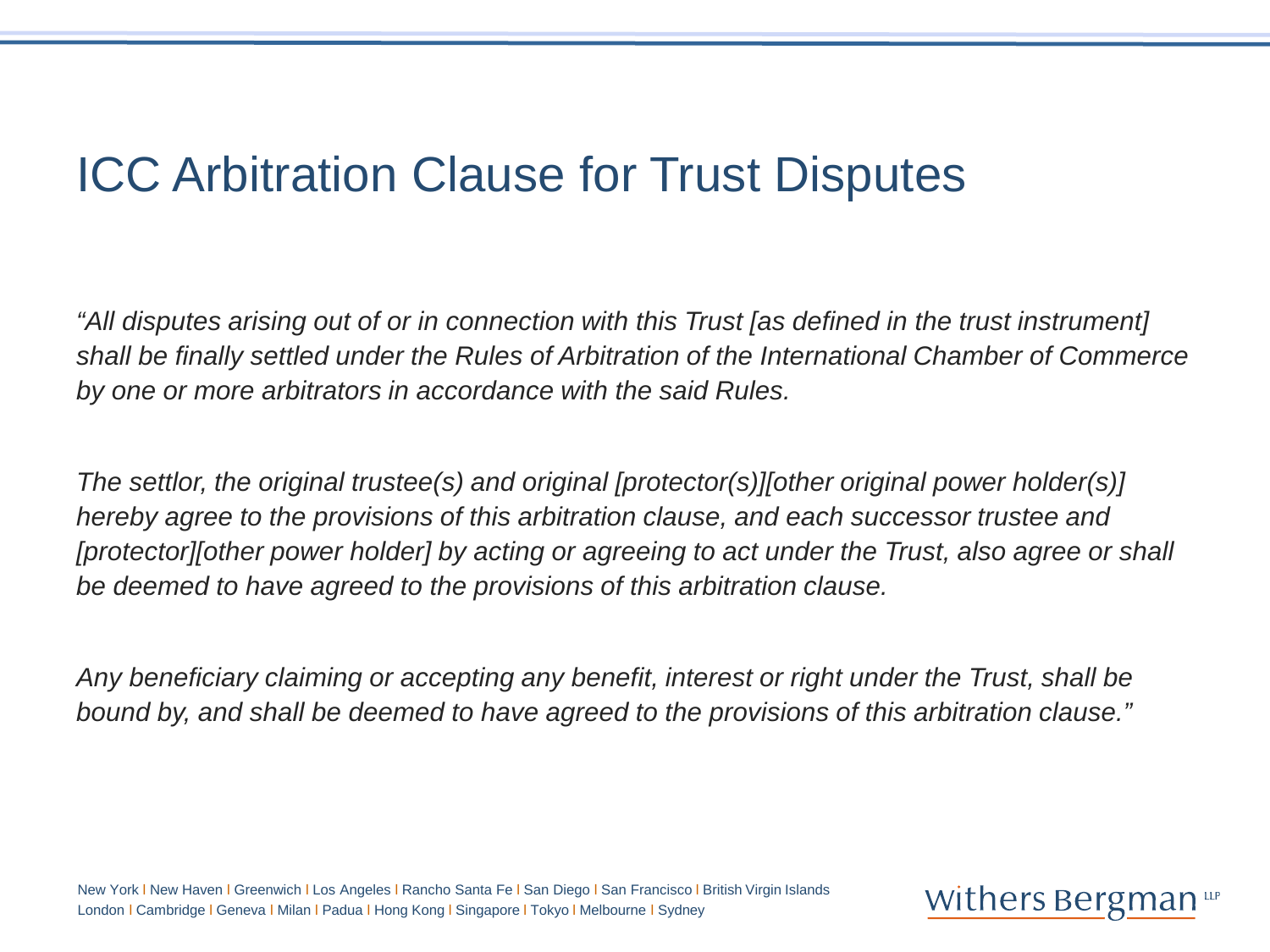# ICC Arbitration Clause for Trust Disputes

*"All disputes arising out of or in connection with this Trust [as defined in the trust instrument] shall be finally settled under the Rules of Arbitration of the International Chamber of Commerce by one or more arbitrators in accordance with the said Rules.*

*The settlor, the original trustee(s) and original [protector(s)][other original power holder(s)] hereby agree to the provisions of this arbitration clause, and each successor trustee and [protector][other power holder] by acting or agreeing to act under the Trust, also agree or shall be deemed to have agreed to the provisions of this arbitration clause.*

*Any beneficiary claiming or accepting any benefit, interest or right under the Trust, shall be bound by, and shall be deemed to have agreed to the provisions of this arbitration clause."*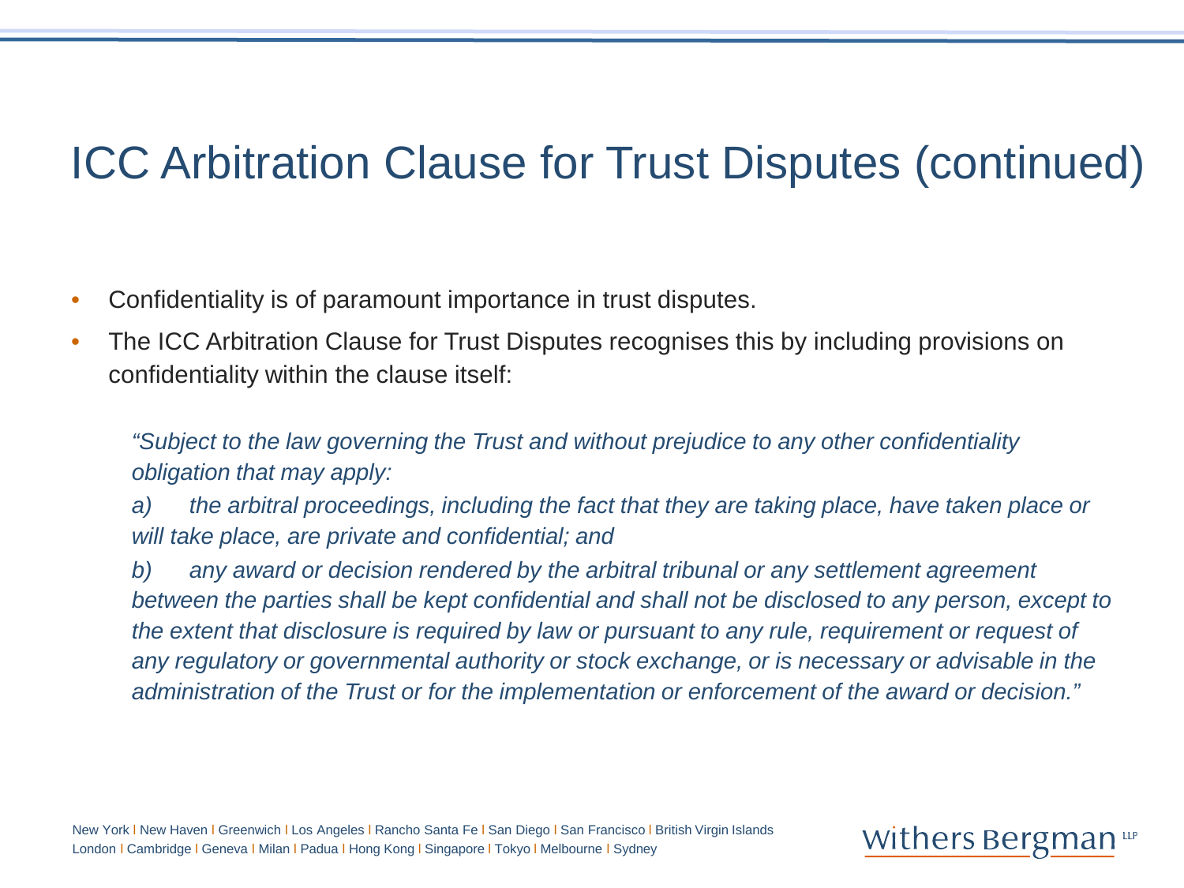# ICC Arbitration Clause for Trust Disputes (continued)

- Confidentiality is of paramount importance in trust disputes.
- The ICC Arbitration Clause for Trust Disputes recognises this by including provisions on confidentiality within the clause itself:

> *"Subject to the law governing the Trust and without prejudice to any other confidentiality obligation that may apply:*
>
> *a) the arbitral proceedings, including the fact that they are taking place, have taken place or will take place, are private and confidential; and*
>
> *b) any award or decision rendered by the arbitral tribunal or any settlement agreement between the parties shall be kept confidential and shall not be disclosed to any person, except to the extent that disclosure is required by law or pursuant to any rule, requirement or request of any regulatory or governmental authority or stock exchange, or is necessary or advisable in the administration of the Trust or for the implementation or enforcement of the award or decision."*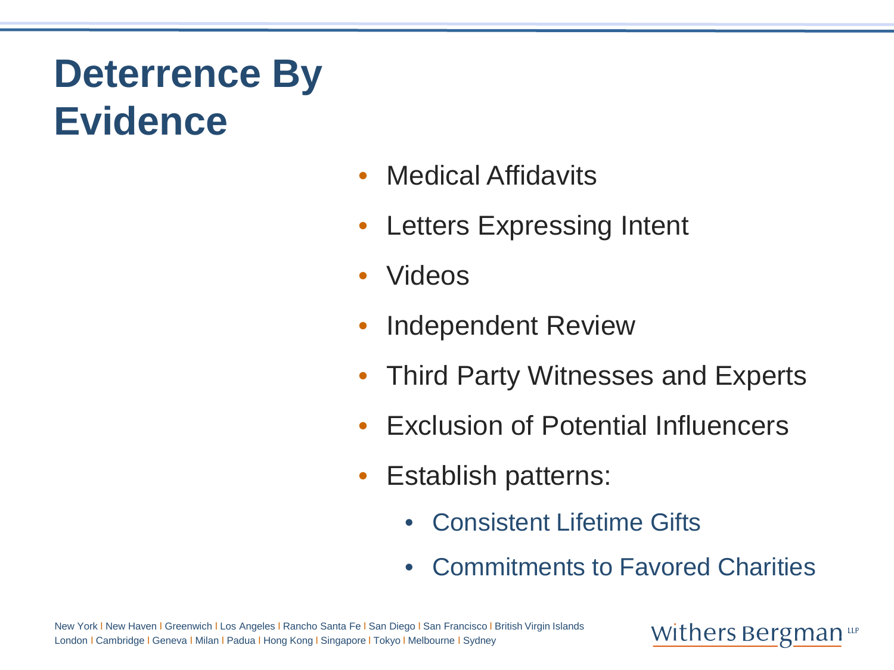# Deterrence By Evidence

- Medical Affidavits
- Letters Expressing Intent
- Videos
- Independent Review
- Third Party Witnesses and Experts
- Exclusion of Potential Influencers
- Establish patterns:
  - Consistent Lifetime Gifts
  - Commitments to Favored Charities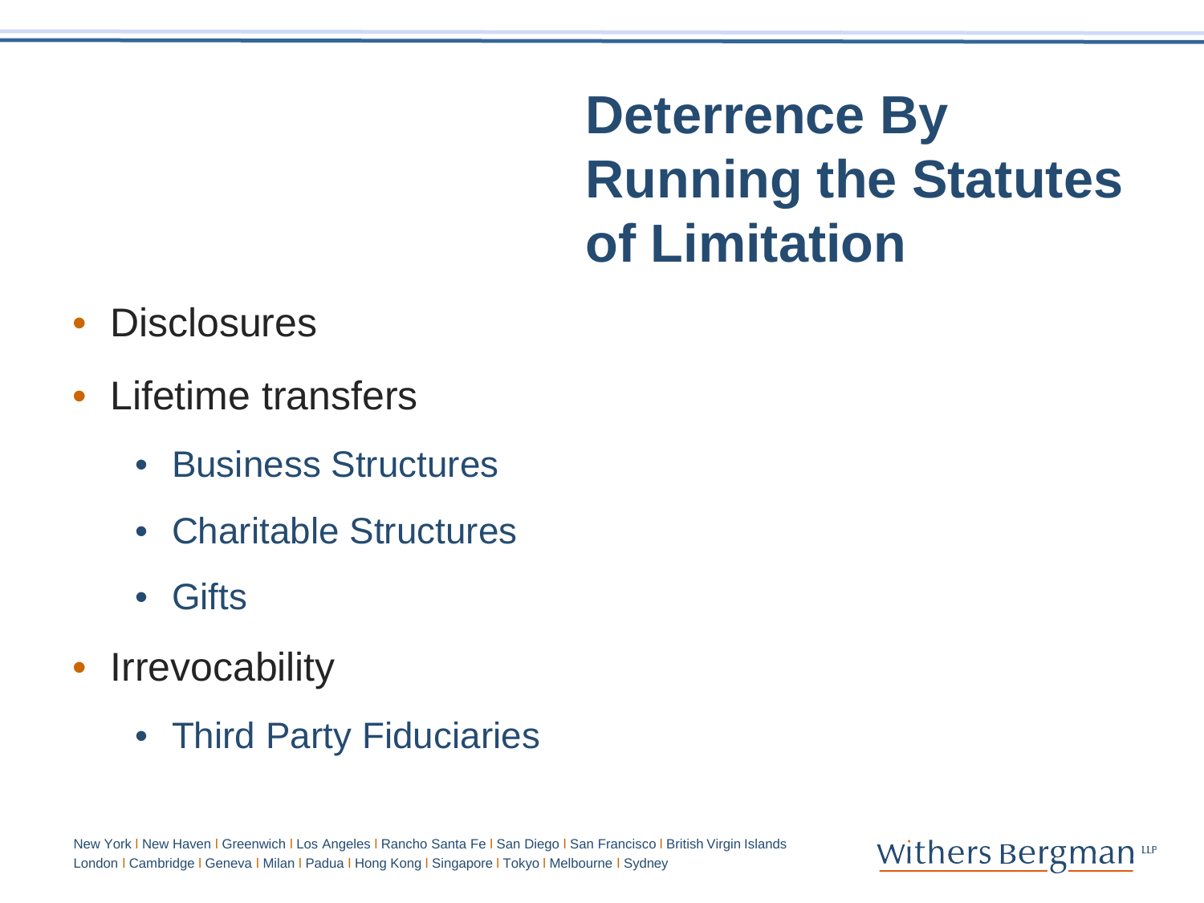# Deterrence By Running the Statutes of Limitation

- Disclosures
- Lifetime transfers
  - Business Structures
  - Charitable Structures
  - Gifts
- Irrevocability
  - Third Party Fiduciaries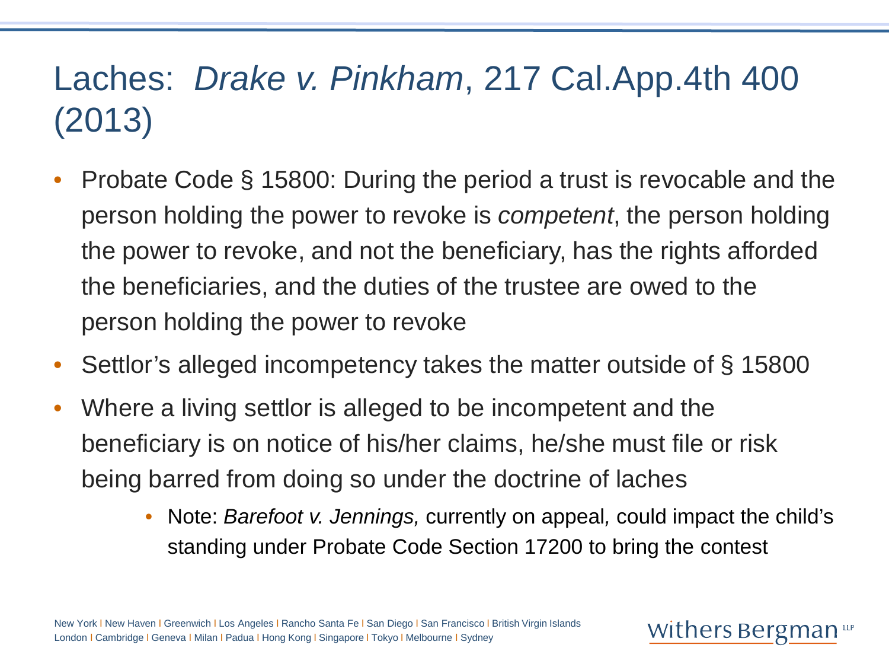# Laches: *Drake v. Pinkham*, 217 Cal.App.4th 400 (2013)

- Probate Code § 15800: During the period a trust is revocable and the person holding the power to revoke is *competent*, the person holding the power to revoke, and not the beneficiary, has the rights afforded the beneficiaries, and the duties of the trustee are owed to the person holding the power to revoke
- Settlor's alleged incompetency takes the matter outside of § 15800
- Where a living settlor is alleged to be incompetent and the beneficiary is on notice of his/her claims, he/she must file or risk being barred from doing so under the doctrine of laches
  - Note: *Barefoot v. Jennings,* currently on appeal, could impact the child's standing under Probate Code Section 17200 to bring the contest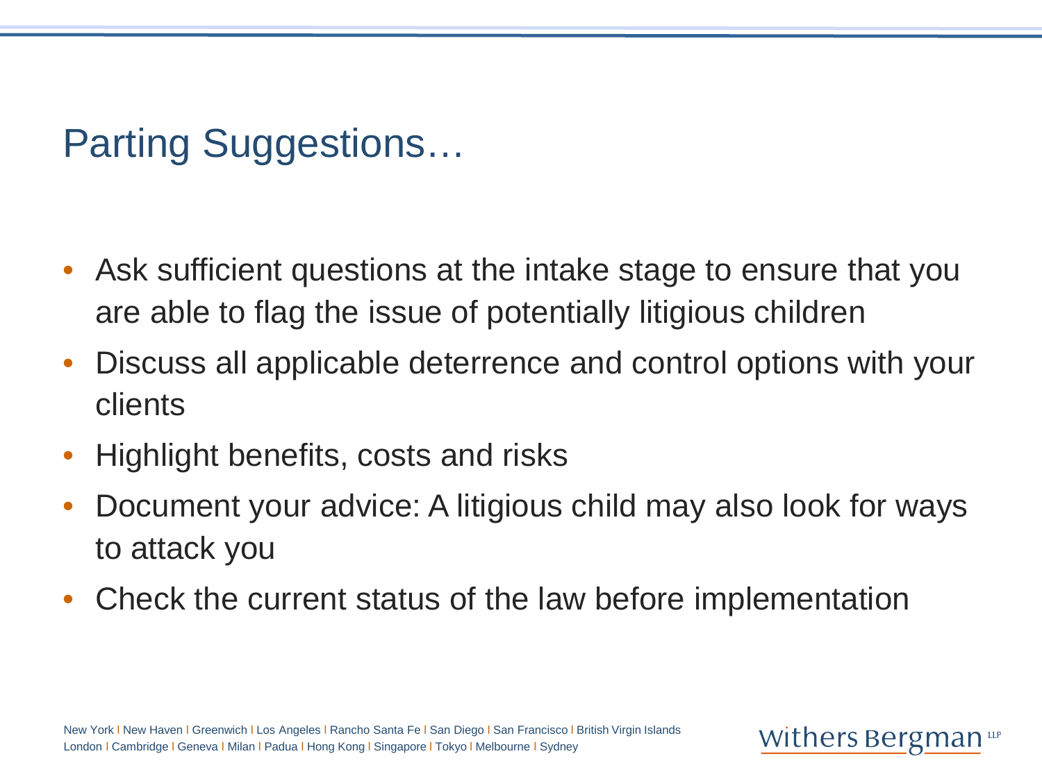# Parting Suggestions…

- Ask sufficient questions at the intake stage to ensure that you are able to flag the issue of potentially litigious children
- Discuss all applicable deterrence and control options with your clients
- Highlight benefits, costs and risks
- Document your advice: A litigious child may also look for ways to attack you
- Check the current status of the law before implementation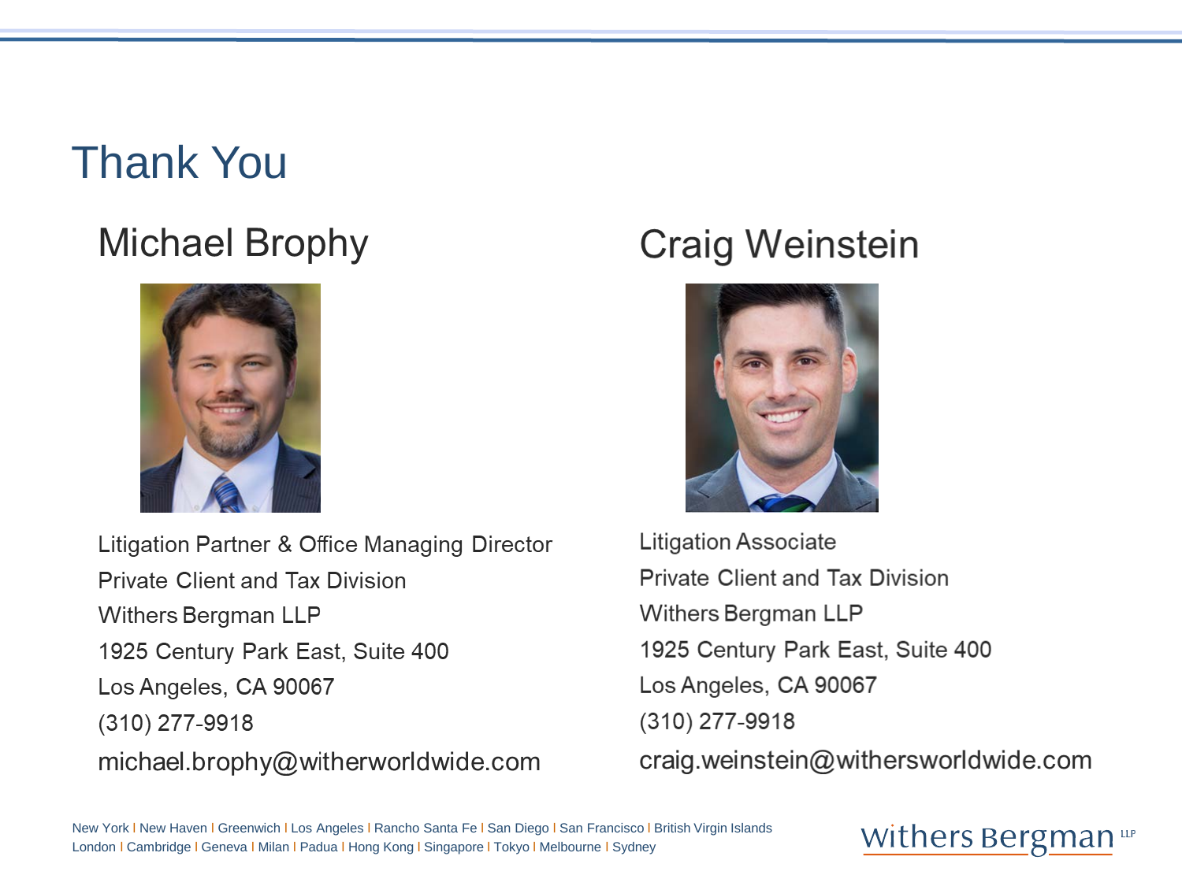# Thank You

## Michael Brophy

Litigation Partner & Office Managing Director
Private Client and Tax Division
Withers Bergman LLP
1925 Century Park East, Suite 400
Los Angeles, CA 90067
(310) 277-9918
michael.brophy@witherworldwide.com

## Craig Weinstein

Litigation Associate
Private Client and Tax Division
Withers Bergman LLP
1925 Century Park East, Suite 400
Los Angeles, CA 90067
(310) 277-9918
craig.weinstein@withersworldwide.com

New York | New Haven | Greenwich | Los Angeles | Rancho Santa Fe | San Diego | San Francisco | British Virgin Islands
London | Cambridge | Geneva | Milan | Padua | Hong Kong | Singapore | Tokyo | Melbourne | Sydney

withers bergman LLP